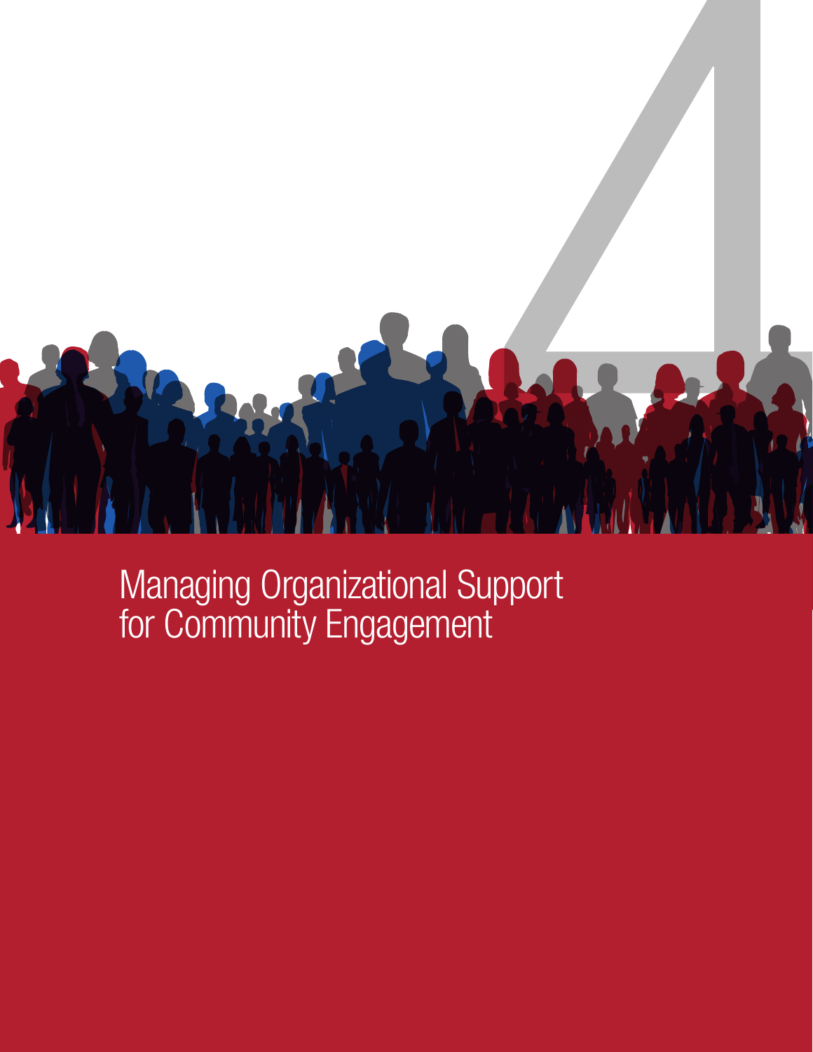# Managing Organizational Support for Community Engagement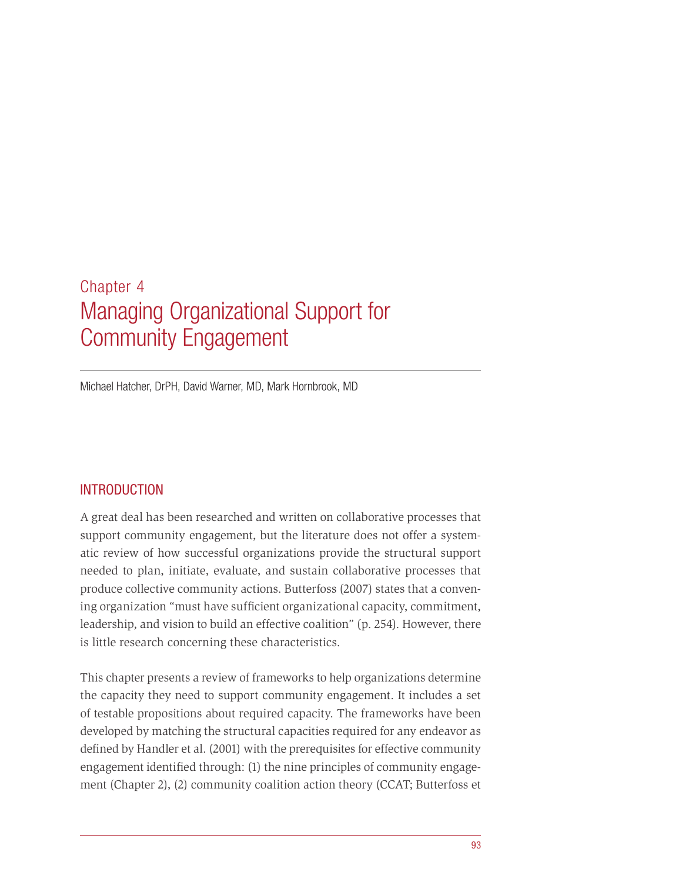# Chapter 4
# Managing Organizational Support for Community Engagement

Michael Hatcher, DrPH, David Warner, MD, Mark Hornbrook, MD

## INTRODUCTION

A great deal has been researched and written on collaborative processes that support community engagement, but the literature does not offer a systematic review of how successful organizations provide the structural support needed to plan, initiate, evaluate, and sustain collaborative processes that produce collective community actions. Butterfoss (2007) states that a convening organization "must have sufficient organizational capacity, commitment, leadership, and vision to build an effective coalition" (p. 254). However, there is little research concerning these characteristics.

This chapter presents a review of frameworks to help organizations determine the capacity they need to support community engagement. It includes a set of testable propositions about required capacity. The frameworks have been developed by matching the structural capacities required for any endeavor as defined by Handler et al. (2001) with the prerequisites for effective community engagement identified through: (1) the nine principles of community engagement (Chapter 2), (2) community coalition action theory (CCAT; Butterfoss et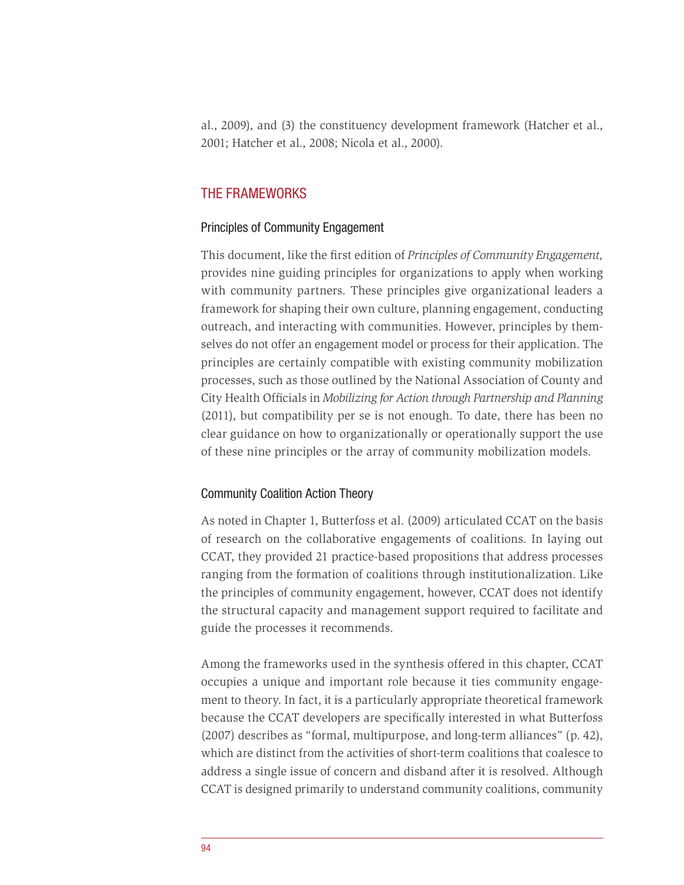al., 2009), and (3) the constituency development framework (Hatcher et al., 2001; Hatcher et al., 2008; Nicola et al., 2000).

## THE FRAMEWORKS

### Principles of Community Engagement

This document, like the first edition of *Principles of Community Engagement,* provides nine guiding principles for organizations to apply when working with community partners. These principles give organizational leaders a framework for shaping their own culture, planning engagement, conducting outreach, and interacting with communities. However, principles by themselves do not offer an engagement model or process for their application. The principles are certainly compatible with existing community mobilization processes, such as those outlined by the National Association of County and City Health Officials in *Mobilizing for Action through Partnership and Planning* (2011), but compatibility per se is not enough. To date, there has been no clear guidance on how to organizationally or operationally support the use of these nine principles or the array of community mobilization models.

### Community Coalition Action Theory

As noted in Chapter 1, Butterfoss et al. (2009) articulated CCAT on the basis of research on the collaborative engagements of coalitions. In laying out CCAT, they provided 21 practice-based propositions that address processes ranging from the formation of coalitions through institutionalization. Like the principles of community engagement, however, CCAT does not identify the structural capacity and management support required to facilitate and guide the processes it recommends.

Among the frameworks used in the synthesis offered in this chapter, CCAT occupies a unique and important role because it ties community engagement to theory. In fact, it is a particularly appropriate theoretical framework because the CCAT developers are specifically interested in what Butterfoss (2007) describes as "formal, multipurpose, and long-term alliances" (p. 42), which are distinct from the activities of short-term coalitions that coalesce to address a single issue of concern and disband after it is resolved. Although CCAT is designed primarily to understand community coalitions, community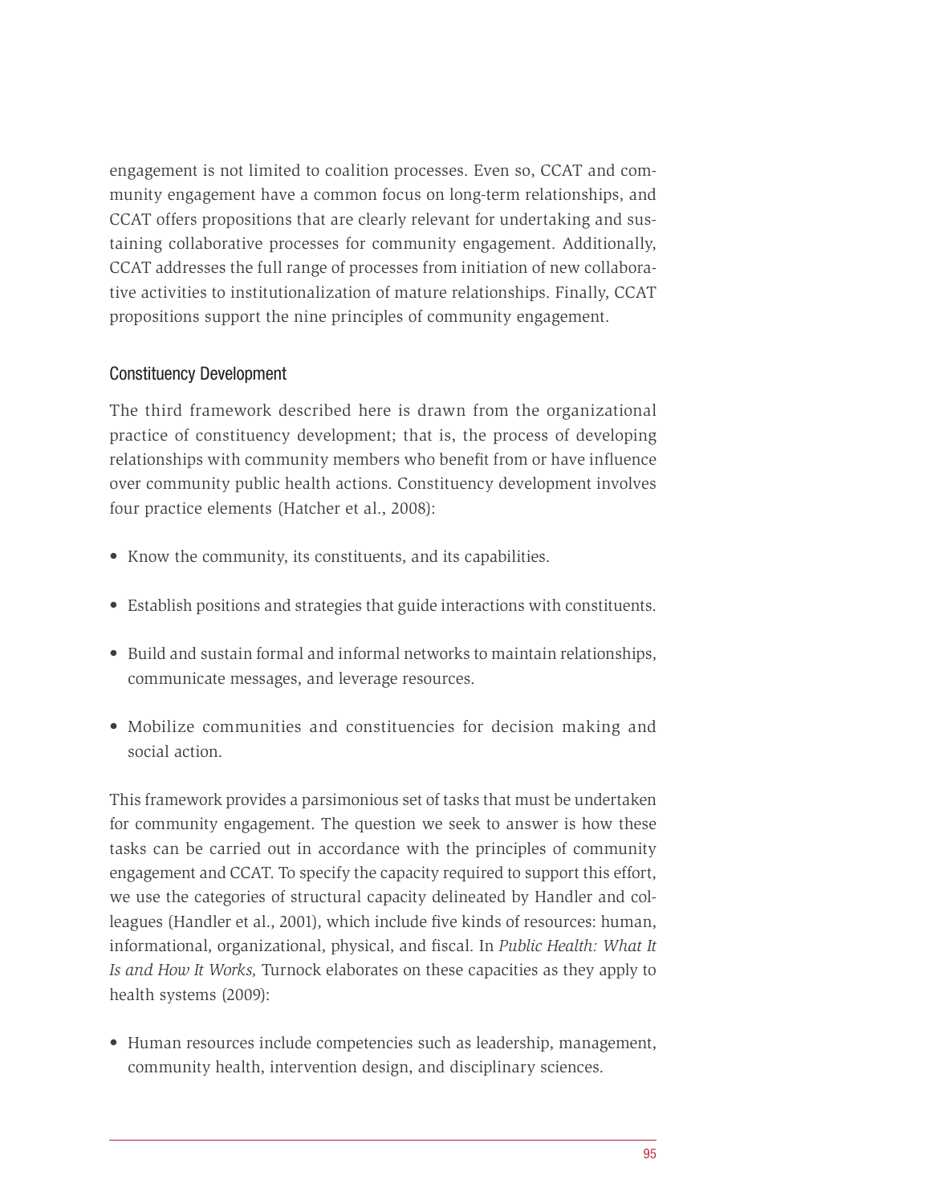engagement is not limited to coalition processes. Even so, CCAT and community engagement have a common focus on long-term relationships, and CCAT offers propositions that are clearly relevant for undertaking and sustaining collaborative processes for community engagement. Additionally, CCAT addresses the full range of processes from initiation of new collaborative activities to institutionalization of mature relationships. Finally, CCAT propositions support the nine principles of community engagement.

### Constituency Development

The third framework described here is drawn from the organizational practice of constituency development; that is, the process of developing relationships with community members who benefit from or have influence over community public health actions. Constituency development involves four practice elements (Hatcher et al., 2008):

- Know the community, its constituents, and its capabilities.
- Establish positions and strategies that guide interactions with constituents.
- Build and sustain formal and informal networks to maintain relationships, communicate messages, and leverage resources.
- Mobilize communities and constituencies for decision making and social action.

This framework provides a parsimonious set of tasks that must be undertaken for community engagement. The question we seek to answer is how these tasks can be carried out in accordance with the principles of community engagement and CCAT. To specify the capacity required to support this effort, we use the categories of structural capacity delineated by Handler and colleagues (Handler et al., 2001), which include five kinds of resources: human, informational, organizational, physical, and fiscal. In *Public Health: What It Is and How It Works,* Turnock elaborates on these capacities as they apply to health systems (2009):

- Human resources include competencies such as leadership, management, community health, intervention design, and disciplinary sciences.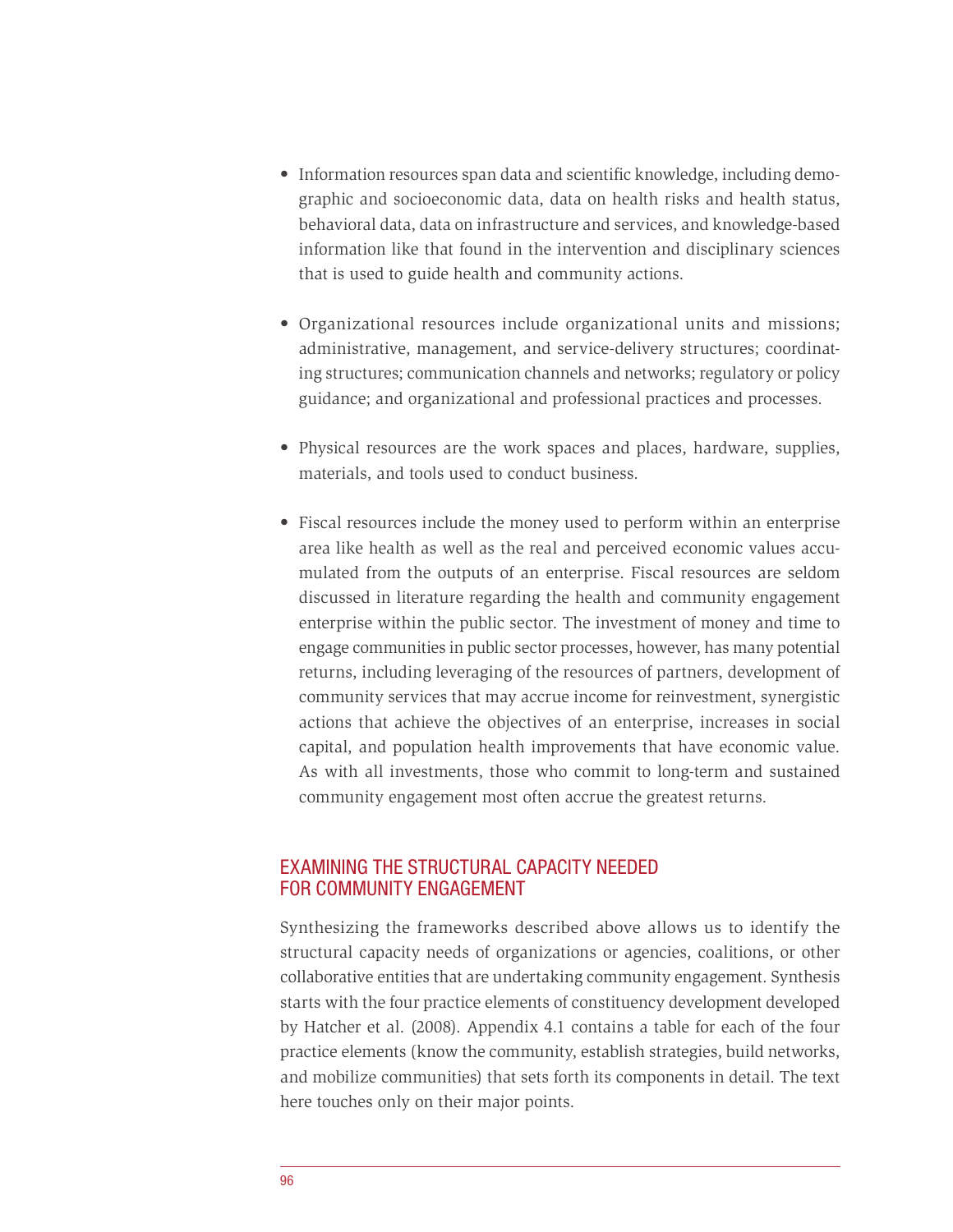- Information resources span data and scientific knowledge, including demographic and socioeconomic data, data on health risks and health status, behavioral data, data on infrastructure and services, and knowledge-based information like that found in the intervention and disciplinary sciences that is used to guide health and community actions.

- Organizational resources include organizational units and missions; administrative, management, and service-delivery structures; coordinating structures; communication channels and networks; regulatory or policy guidance; and organizational and professional practices and processes.

- Physical resources are the work spaces and places, hardware, supplies, materials, and tools used to conduct business.

- Fiscal resources include the money used to perform within an enterprise area like health as well as the real and perceived economic values accumulated from the outputs of an enterprise. Fiscal resources are seldom discussed in literature regarding the health and community engagement enterprise within the public sector. The investment of money and time to engage communities in public sector processes, however, has many potential returns, including leveraging of the resources of partners, development of community services that may accrue income for reinvestment, synergistic actions that achieve the objectives of an enterprise, increases in social capital, and population health improvements that have economic value. As with all investments, those who commit to long-term and sustained community engagement most often accrue the greatest returns.

## EXAMINING THE STRUCTURAL CAPACITY NEEDED FOR COMMUNITY ENGAGEMENT

Synthesizing the frameworks described above allows us to identify the structural capacity needs of organizations or agencies, coalitions, or other collaborative entities that are undertaking community engagement. Synthesis starts with the four practice elements of constituency development developed by Hatcher et al. (2008). Appendix 4.1 contains a table for each of the four practice elements (know the community, establish strategies, build networks, and mobilize communities) that sets forth its components in detail. The text here touches only on their major points.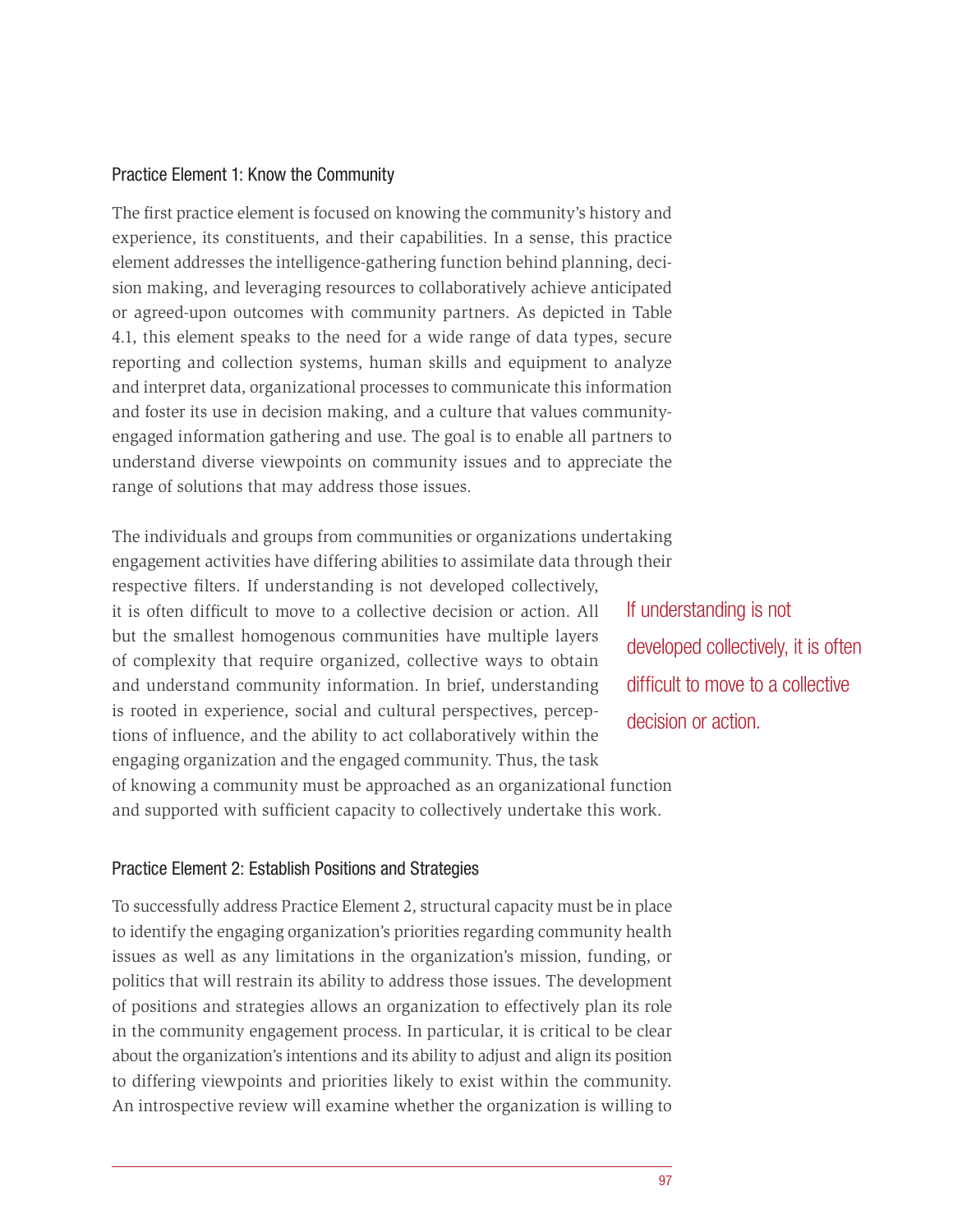### Practice Element 1: Know the Community

The first practice element is focused on knowing the community's history and experience, its constituents, and their capabilities. In a sense, this practice element addresses the intelligence-gathering function behind planning, decision making, and leveraging resources to collaboratively achieve anticipated or agreed-upon outcomes with community partners. As depicted in Table 4.1, this element speaks to the need for a wide range of data types, secure reporting and collection systems, human skills and equipment to analyze and interpret data, organizational processes to communicate this information and foster its use in decision making, and a culture that values community-engaged information gathering and use. The goal is to enable all partners to understand diverse viewpoints on community issues and to appreciate the range of solutions that may address those issues.

The individuals and groups from communities or organizations undertaking engagement activities have differing abilities to assimilate data through their respective filters. If understanding is not developed collectively, it is often difficult to move to a collective decision or action. All but the smallest homogenous communities have multiple layers of complexity that require organized, collective ways to obtain and understand community information. In brief, understanding is rooted in experience, social and cultural perspectives, perceptions of influence, and the ability to act collaboratively within the engaging organization and the engaged community. Thus, the task of knowing a community must be approached as an organizational function and supported with sufficient capacity to collectively undertake this work.

> If understanding is not developed collectively, it is often difficult to move to a collective decision or action.

### Practice Element 2: Establish Positions and Strategies

To successfully address Practice Element 2, structural capacity must be in place to identify the engaging organization's priorities regarding community health issues as well as any limitations in the organization's mission, funding, or politics that will restrain its ability to address those issues. The development of positions and strategies allows an organization to effectively plan its role in the community engagement process. In particular, it is critical to be clear about the organization's intentions and its ability to adjust and align its position to differing viewpoints and priorities likely to exist within the community. An introspective review will examine whether the organization is willing to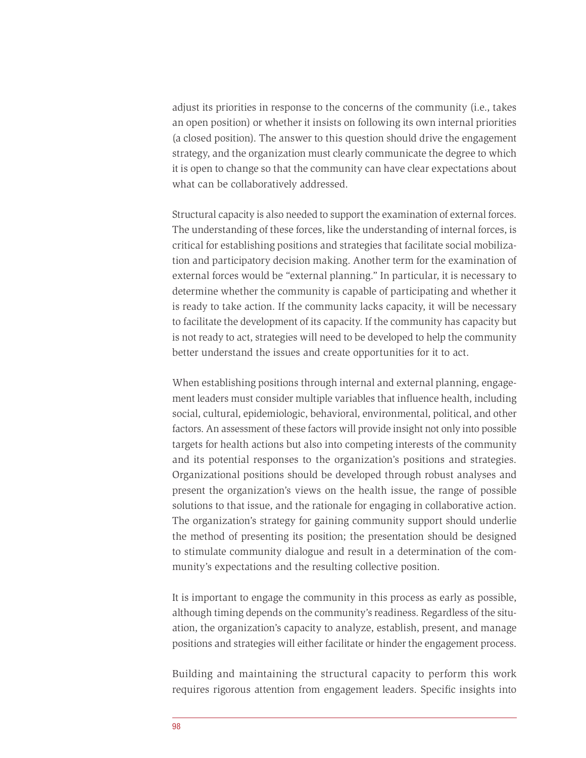adjust its priorities in response to the concerns of the community (i.e., takes an open position) or whether it insists on following its own internal priorities (a closed position). The answer to this question should drive the engagement strategy, and the organization must clearly communicate the degree to which it is open to change so that the community can have clear expectations about what can be collaboratively addressed.

Structural capacity is also needed to support the examination of external forces. The understanding of these forces, like the understanding of internal forces, is critical for establishing positions and strategies that facilitate social mobilization and participatory decision making. Another term for the examination of external forces would be "external planning." In particular, it is necessary to determine whether the community is capable of participating and whether it is ready to take action. If the community lacks capacity, it will be necessary to facilitate the development of its capacity. If the community has capacity but is not ready to act, strategies will need to be developed to help the community better understand the issues and create opportunities for it to act.

When establishing positions through internal and external planning, engagement leaders must consider multiple variables that influence health, including social, cultural, epidemiologic, behavioral, environmental, political, and other factors. An assessment of these factors will provide insight not only into possible targets for health actions but also into competing interests of the community and its potential responses to the organization's positions and strategies. Organizational positions should be developed through robust analyses and present the organization's views on the health issue, the range of possible solutions to that issue, and the rationale for engaging in collaborative action. The organization's strategy for gaining community support should underlie the method of presenting its position; the presentation should be designed to stimulate community dialogue and result in a determination of the community's expectations and the resulting collective position.

It is important to engage the community in this process as early as possible, although timing depends on the community's readiness. Regardless of the situation, the organization's capacity to analyze, establish, present, and manage positions and strategies will either facilitate or hinder the engagement process.

Building and maintaining the structural capacity to perform this work requires rigorous attention from engagement leaders. Specific insights into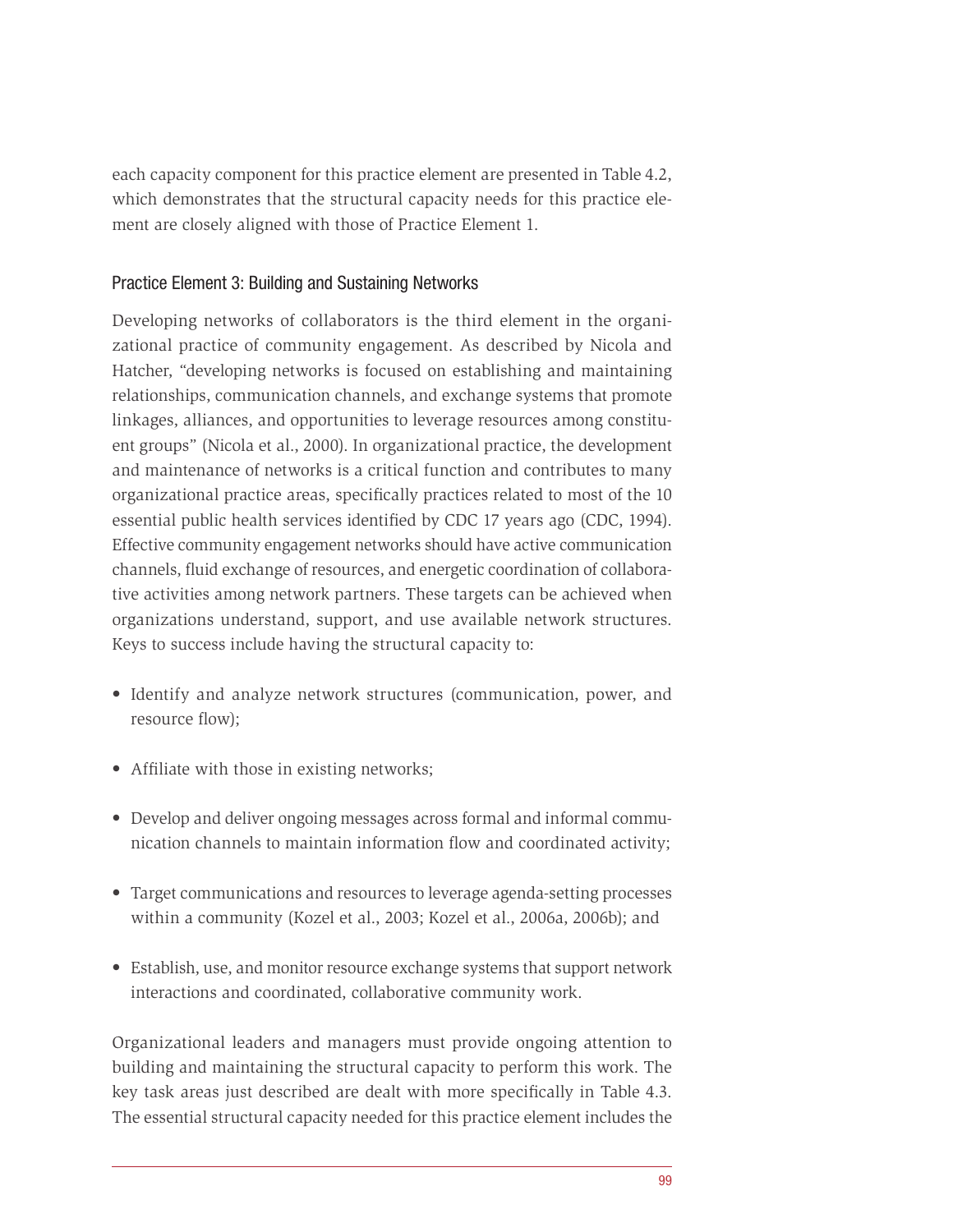each capacity component for this practice element are presented in Table 4.2, which demonstrates that the structural capacity needs for this practice element are closely aligned with those of Practice Element 1.

### Practice Element 3: Building and Sustaining Networks

Developing networks of collaborators is the third element in the organizational practice of community engagement. As described by Nicola and Hatcher, "developing networks is focused on establishing and maintaining relationships, communication channels, and exchange systems that promote linkages, alliances, and opportunities to leverage resources among constituent groups" (Nicola et al., 2000). In organizational practice, the development and maintenance of networks is a critical function and contributes to many organizational practice areas, specifically practices related to most of the 10 essential public health services identified by CDC 17 years ago (CDC, 1994). Effective community engagement networks should have active communication channels, fluid exchange of resources, and energetic coordination of collaborative activities among network partners. These targets can be achieved when organizations understand, support, and use available network structures. Keys to success include having the structural capacity to:

- Identify and analyze network structures (communication, power, and resource flow);
- Affiliate with those in existing networks;
- Develop and deliver ongoing messages across formal and informal communication channels to maintain information flow and coordinated activity;
- Target communications and resources to leverage agenda-setting processes within a community (Kozel et al., 2003; Kozel et al., 2006a, 2006b); and
- Establish, use, and monitor resource exchange systems that support network interactions and coordinated, collaborative community work.

Organizational leaders and managers must provide ongoing attention to building and maintaining the structural capacity to perform this work. The key task areas just described are dealt with more specifically in Table 4.3. The essential structural capacity needed for this practice element includes the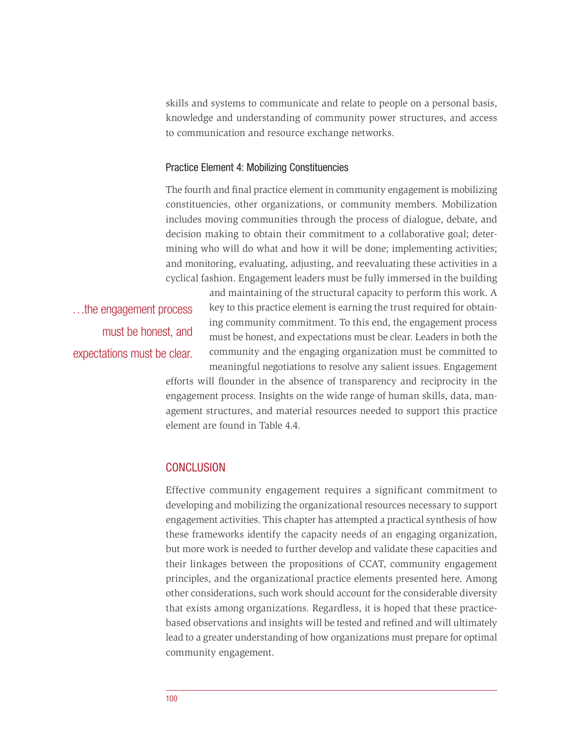skills and systems to communicate and relate to people on a personal basis, knowledge and understanding of community power structures, and access to communication and resource exchange networks.

### Practice Element 4: Mobilizing Constituencies

The fourth and final practice element in community engagement is mobilizing constituencies, other organizations, or community members. Mobilization includes moving communities through the process of dialogue, debate, and decision making to obtain their commitment to a collaborative goal; determining who will do what and how it will be done; implementing activities; and monitoring, evaluating, adjusting, and reevaluating these activities in a cyclical fashion. Engagement leaders must be fully immersed in the building and maintaining of the structural capacity to perform this work. A key to this practice element is earning the trust required for obtaining community commitment. To this end, the engagement process must be honest, and expectations must be clear. Leaders in both the community and the engaging organization must be committed to meaningful negotiations to resolve any salient issues. Engagement efforts will flounder in the absence of transparency and reciprocity in the engagement process. Insights on the wide range of human skills, data, management structures, and material resources needed to support this practice element are found in Table 4.4.

> …the engagement process must be honest, and expectations must be clear.

## CONCLUSION

Effective community engagement requires a significant commitment to developing and mobilizing the organizational resources necessary to support engagement activities. This chapter has attempted a practical synthesis of how these frameworks identify the capacity needs of an engaging organization, but more work is needed to further develop and validate these capacities and their linkages between the propositions of CCAT, community engagement principles, and the organizational practice elements presented here. Among other considerations, such work should account for the considerable diversity that exists among organizations. Regardless, it is hoped that these practice-based observations and insights will be tested and refined and will ultimately lead to a greater understanding of how organizations must prepare for optimal community engagement.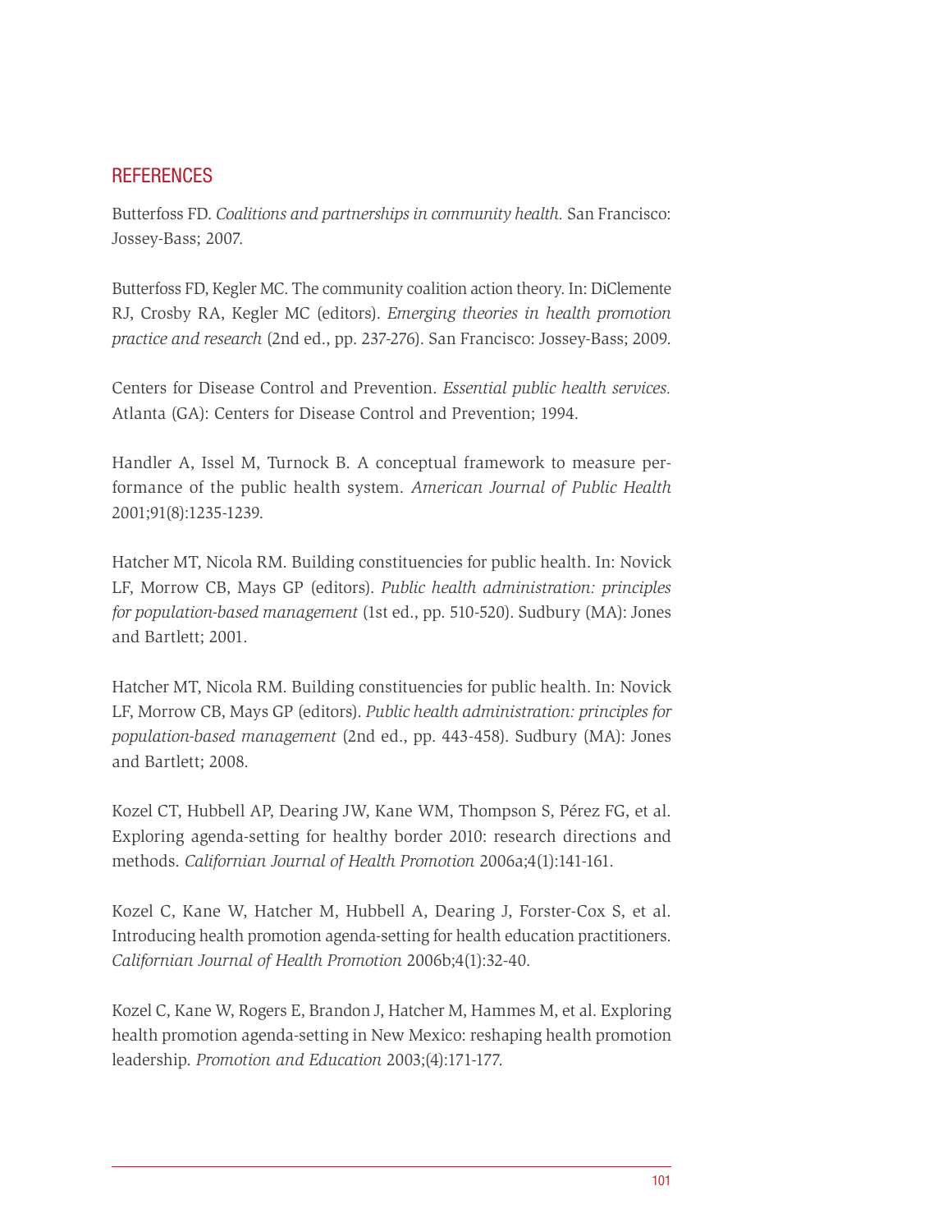## REFERENCES

Butterfoss FD. *Coalitions and partnerships in community health.* San Francisco: Jossey-Bass; 2007.

Butterfoss FD, Kegler MC. The community coalition action theory. In: DiClemente RJ, Crosby RA, Kegler MC (editors). *Emerging theories in health promotion practice and research* (2nd ed., pp. 237-276). San Francisco: Jossey-Bass; 2009.

Centers for Disease Control and Prevention. *Essential public health services.* Atlanta (GA): Centers for Disease Control and Prevention; 1994.

Handler A, Issel M, Turnock B. A conceptual framework to measure performance of the public health system. *American Journal of Public Health* 2001;91(8):1235-1239.

Hatcher MT, Nicola RM. Building constituencies for public health. In: Novick LF, Morrow CB, Mays GP (editors). *Public health administration: principles for population-based management* (1st ed., pp. 510-520). Sudbury (MA): Jones and Bartlett; 2001.

Hatcher MT, Nicola RM. Building constituencies for public health. In: Novick LF, Morrow CB, Mays GP (editors). *Public health administration: principles for population-based management* (2nd ed., pp. 443-458). Sudbury (MA): Jones and Bartlett; 2008.

Kozel CT, Hubbell AP, Dearing JW, Kane WM, Thompson S, Pérez FG, et al. Exploring agenda-setting for healthy border 2010: research directions and methods. *Californian Journal of Health Promotion* 2006a;4(1):141-161.

Kozel C, Kane W, Hatcher M, Hubbell A, Dearing J, Forster-Cox S, et al. Introducing health promotion agenda-setting for health education practitioners. *Californian Journal of Health Promotion* 2006b;4(1):32-40.

Kozel C, Kane W, Rogers E, Brandon J, Hatcher M, Hammes M, et al. Exploring health promotion agenda-setting in New Mexico: reshaping health promotion leadership. *Promotion and Education* 2003;(4):171-177.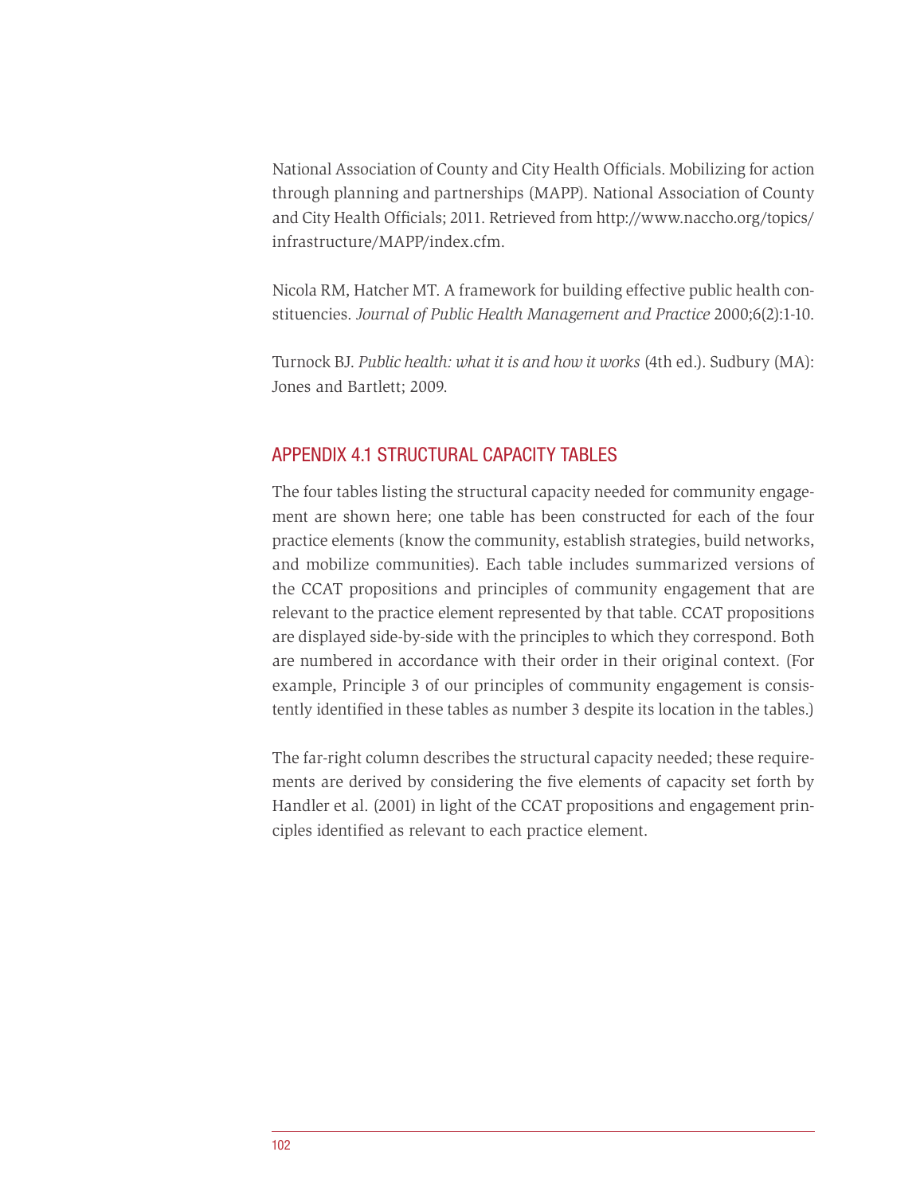National Association of County and City Health Officials. Mobilizing for action through planning and partnerships (MAPP). National Association of County and City Health Officials; 2011. Retrieved from http://www.naccho.org/topics/infrastructure/MAPP/index.cfm.

Nicola RM, Hatcher MT. A framework for building effective public health constituencies. *Journal of Public Health Management and Practice* 2000;6(2):1-10.

Turnock BJ. *Public health: what it is and how it works* (4th ed.). Sudbury (MA): Jones and Bartlett; 2009.

## APPENDIX 4.1 STRUCTURAL CAPACITY TABLES

The four tables listing the structural capacity needed for community engagement are shown here; one table has been constructed for each of the four practice elements (know the community, establish strategies, build networks, and mobilize communities). Each table includes summarized versions of the CCAT propositions and principles of community engagement that are relevant to the practice element represented by that table. CCAT propositions are displayed side-by-side with the principles to which they correspond. Both are numbered in accordance with their order in their original context. (For example, Principle 3 of our principles of community engagement is consistently identified in these tables as number 3 despite its location in the tables.)

The far-right column describes the structural capacity needed; these requirements are derived by considering the five elements of capacity set forth by Handler et al. (2001) in light of the CCAT propositions and engagement principles identified as relevant to each practice element.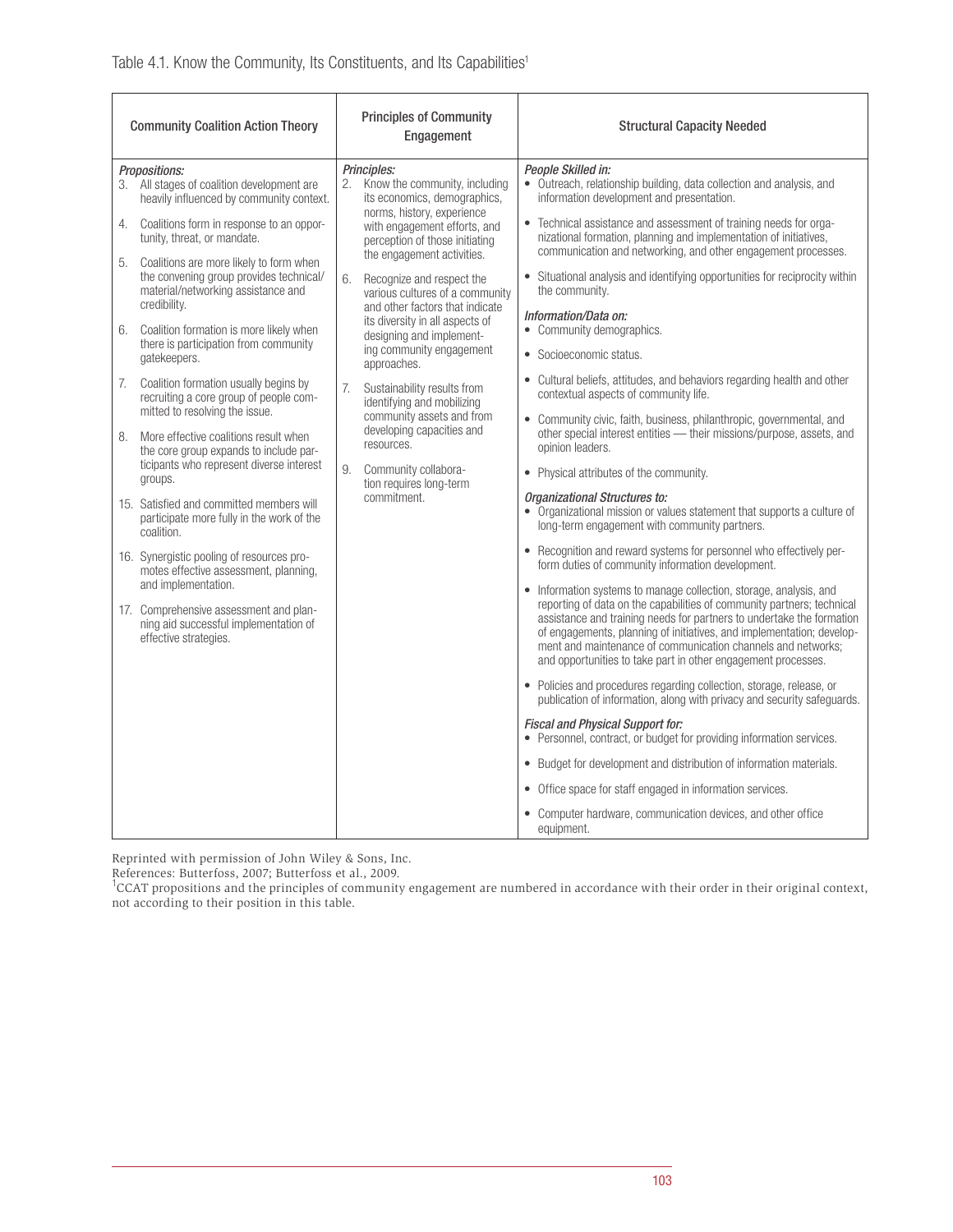Table 4.1. Know the Community, Its Constituents, and Its Capabilities[1]

| Community Coalition Action Theory | Principles of Community Engagement | Structural Capacity Needed |
|---|---|---|
| *Propositions:*<br>3. All stages of coalition development are heavily influenced by community context.<br>4. Coalitions form in response to an opportunity, threat, or mandate.<br>5. Coalitions are more likely to form when the convening group provides technical/material/networking assistance and credibility.<br>6. Coalition formation is more likely when there is participation from community gatekeepers.<br>7. Coalition formation usually begins by recruiting a core group of people committed to resolving the issue.<br>8. More effective coalitions result when the core group expands to include participants who represent diverse interest groups.<br>15. Satisfied and committed members will participate more fully in the work of the coalition.<br>16. Synergistic pooling of resources promotes effective assessment, planning, and implementation.<br>17. Comprehensive assessment and planning aid successful implementation of effective strategies. | *Principles:*<br>2. Know the community, including its economics, demographics, norms, history, experience with engagement efforts, and perception of those initiating the engagement activities.<br>6. Recognize and respect the various cultures of a community and other factors that indicate its diversity in all aspects of designing and implementing community engagement approaches.<br>7. Sustainability results from identifying and mobilizing community assets and from developing capacities and resources.<br>9. Community collaboration requires long-term commitment. | *People Skilled in:*<br>• Outreach, relationship building, data collection and analysis, and information development and presentation.<br>• Technical assistance and assessment of training needs for organizational formation, planning and implementation of initiatives, communication and networking, and other engagement processes.<br>• Situational analysis and identifying opportunities for reciprocity within the community.<br>*Information/Data on:*<br>• Community demographics.<br>• Socioeconomic status.<br>• Cultural beliefs, attitudes, and behaviors regarding health and other contextual aspects of community life.<br>• Community civic, faith, business, philanthropic, governmental, and other special interest entities — their missions/purpose, assets, and opinion leaders.<br>• Physical attributes of the community.<br>*Organizational Structures to:*<br>• Organizational mission or values statement that supports a culture of long-term engagement with community partners.<br>• Recognition and reward systems for personnel who effectively perform duties of community information development.<br>• Information systems to manage collection, storage, analysis, and reporting of data on the capabilities of community partners; technical assistance and training needs for partners to undertake the formation of engagements, planning of initiatives, and implementation; development and maintenance of communication channels and networks; and opportunities to take part in other engagement processes.<br>• Policies and procedures regarding collection, storage, release, or publication of information, along with privacy and security safeguards.<br>*Fiscal and Physical Support for:*<br>• Personnel, contract, or budget for providing information services.<br>• Budget for development and distribution of information materials.<br>• Office space for staff engaged in information services.<br>• Computer hardware, communication devices, and other office equipment. |

Reprinted with permission of John Wiley & Sons, Inc.

References: Butterfoss, 2007; Butterfoss et al., 2009.

[1] CCAT propositions and the principles of community engagement are numbered in accordance with their order in their original context, not according to their position in this table.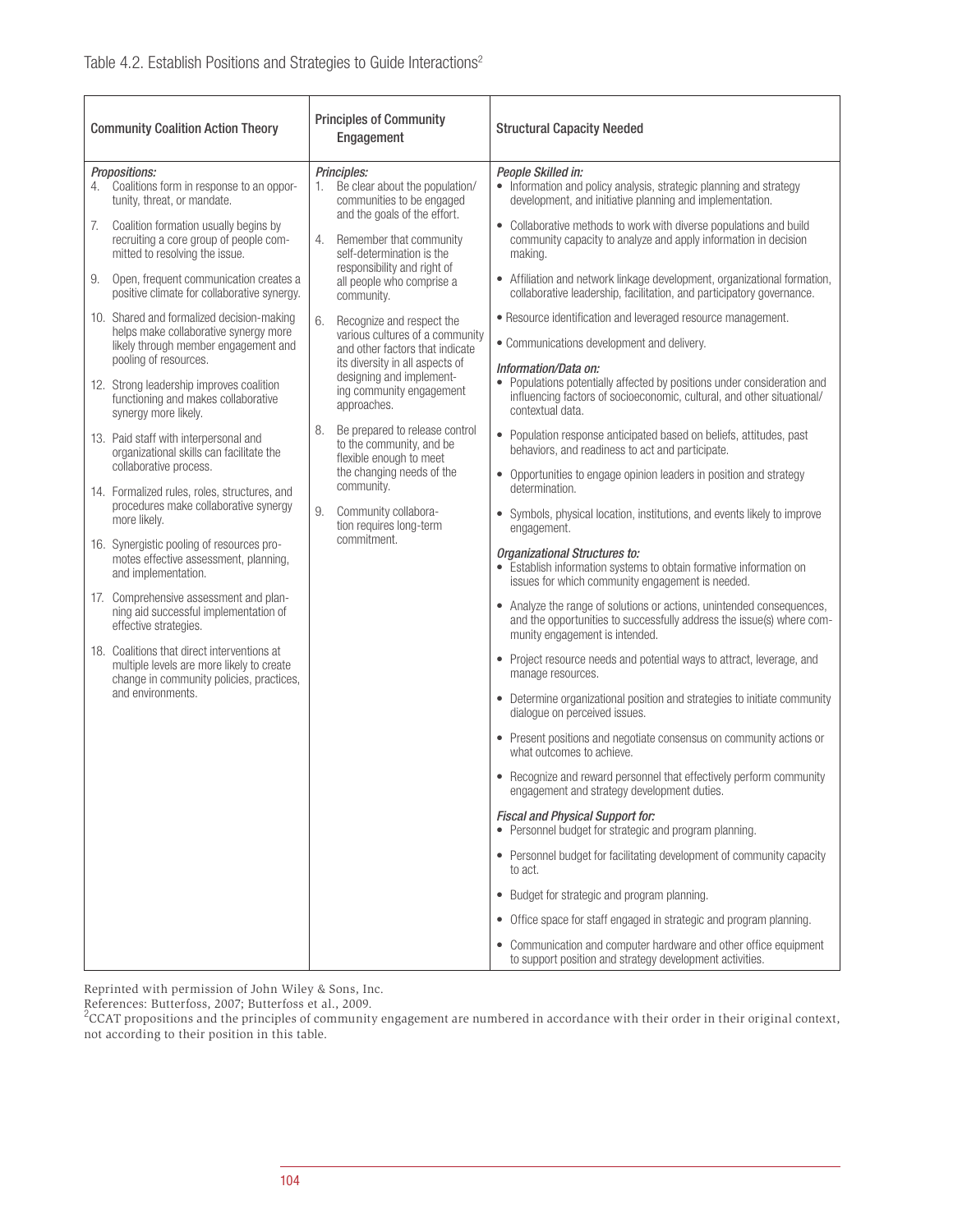Table 4.2. Establish Positions and Strategies to Guide Interactions[2]

| Community Coalition Action Theory | Principles of Community Engagement | Structural Capacity Needed |
|---|---|---|
| *Propositions:*<br>4. Coalitions form in response to an opportunity, threat, or mandate.<br>7. Coalition formation usually begins by recruiting a core group of people committed to resolving the issue.<br>9. Open, frequent communication creates a positive climate for collaborative synergy.<br>10. Shared and formalized decision-making helps make collaborative synergy more likely through member engagement and pooling of resources.<br>12. Strong leadership improves coalition functioning and makes collaborative synergy more likely.<br>13. Paid staff with interpersonal and organizational skills can facilitate the collaborative process.<br>14. Formalized rules, roles, structures, and procedures make collaborative synergy more likely.<br>16. Synergistic pooling of resources promotes effective assessment, planning, and implementation.<br>17. Comprehensive assessment and planning aid successful implementation of effective strategies.<br>18. Coalitions that direct interventions at multiple levels are more likely to create change in community policies, practices, and environments. | *Principles:*<br>1. Be clear about the population/communities to be engaged and the goals of the effort.<br>4. Remember that community self-determination is the responsibility and right of all people who comprise a community.<br>6. Recognize and respect the various cultures of a community and other factors that indicate its diversity in all aspects of designing and implementing community engagement approaches.<br>8. Be prepared to release control to the community, and be flexible enough to meet the changing needs of the community.<br>9. Community collaboration requires long-term commitment. | *People Skilled in:*<br>• Information and policy analysis, strategic planning and strategy development, and initiative planning and implementation.<br>• Collaborative methods to work with diverse populations and build community capacity to analyze and apply information in decision making.<br>• Affiliation and network linkage development, organizational formation, collaborative leadership, facilitation, and participatory governance.<br>• Resource identification and leveraged resource management.<br>• Communications development and delivery.<br>*Information/Data on:*<br>• Populations potentially affected by positions under consideration and influencing factors of socioeconomic, cultural, and other situational/contextual data.<br>• Population response anticipated based on beliefs, attitudes, past behaviors, and readiness to act and participate.<br>• Opportunities to engage opinion leaders in position and strategy determination.<br>• Symbols, physical location, institutions, and events likely to improve engagement.<br>*Organizational Structures to:*<br>• Establish information systems to obtain formative information on issues for which community engagement is needed.<br>• Analyze the range of solutions or actions, unintended consequences, and the opportunities to successfully address the issue(s) where community engagement is intended.<br>• Project resource needs and potential ways to attract, leverage, and manage resources.<br>• Determine organizational position and strategies to initiate community dialogue on perceived issues.<br>• Present positions and negotiate consensus on community actions or what outcomes to achieve.<br>• Recognize and reward personnel that effectively perform community engagement and strategy development duties.<br>*Fiscal and Physical Support for:*<br>• Personnel budget for strategic and program planning.<br>• Personnel budget for facilitating development of community capacity to act.<br>• Budget for strategic and program planning.<br>• Office space for staff engaged in strategic and program planning.<br>• Communication and computer hardware and other office equipment to support position and strategy development activities. |

Reprinted with permission of John Wiley & Sons, Inc.

References: Butterfoss, 2007; Butterfoss et al., 2009.

[2]CCAT propositions and the principles of community engagement are numbered in accordance with their order in their original context, not according to their position in this table.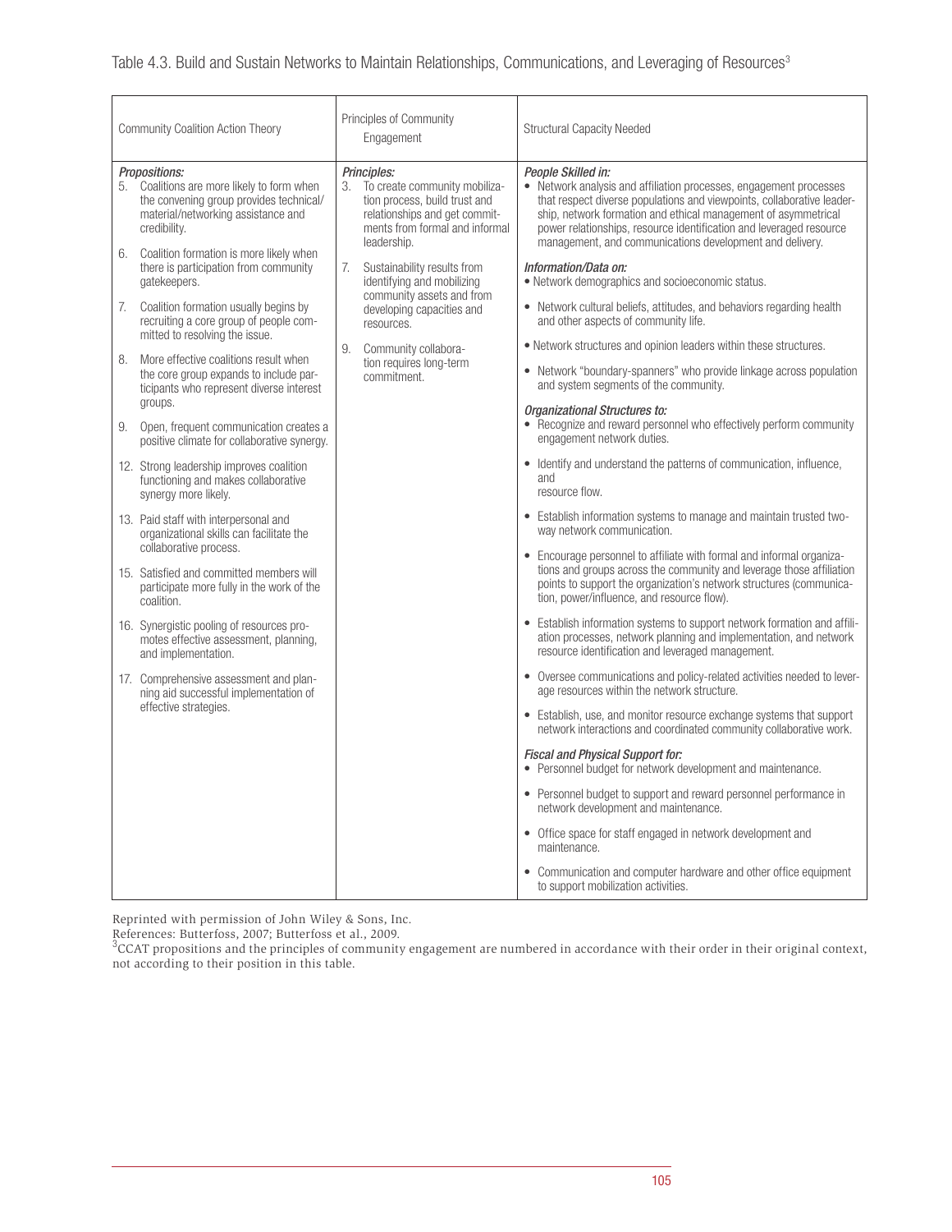Table 4.3. Build and Sustain Networks to Maintain Relationships, Communications, and Leveraging of Resources[3]

| Community Coalition Action Theory | Principles of Community Engagement | Structural Capacity Needed |
|---|---|---|
| ***Propositions:***<br>5. Coalitions are more likely to form when the convening group provides technical/material/networking assistance and credibility.<br>6. Coalition formation is more likely when there is participation from community gatekeepers.<br>7. Coalition formation usually begins by recruiting a core group of people committed to resolving the issue.<br>8. More effective coalitions result when the core group expands to include participants who represent diverse interest groups.<br>9. Open, frequent communication creates a positive climate for collaborative synergy.<br>12. Strong leadership improves coalition functioning and makes collaborative synergy more likely.<br>13. Paid staff with interpersonal and organizational skills can facilitate the collaborative process.<br>15. Satisfied and committed members will participate more fully in the work of the coalition.<br>16. Synergistic pooling of resources promotes effective assessment, planning, and implementation.<br>17. Comprehensive assessment and planning aid successful implementation of effective strategies. | ***Principles:***<br>3. To create community mobilization process, build trust and relationships and get commitments from formal and informal leadership.<br>7. Sustainability results from identifying and mobilizing community assets and from developing capacities and resources.<br>9. Community collaboration requires long-term commitment. | ***People Skilled in:***<br>• Network analysis and affiliation processes, engagement processes that respect diverse populations and viewpoints, collaborative leadership, network formation and ethical management of asymmetrical power relationships, resource identification and leveraged resource management, and communications development and delivery.<br>***Information/Data on:***<br>• Network demographics and socioeconomic status.<br>• Network cultural beliefs, attitudes, and behaviors regarding health and other aspects of community life.<br>• Network structures and opinion leaders within these structures.<br>• Network "boundary-spanners" who provide linkage across population and system segments of the community.<br>***Organizational Structures to:***<br>• Recognize and reward personnel who effectively perform community engagement network duties.<br>• Identify and understand the patterns of communication, influence, and resource flow.<br>• Establish information systems to manage and maintain trusted two-way network communication.<br>• Encourage personnel to affiliate with formal and informal organizations and groups across the community and leverage those affiliation points to support the organization's network structures (communication, power/influence, and resource flow).<br>• Establish information systems to support network formation and affiliation processes, network planning and implementation, and network resource identification and leveraged management.<br>• Oversee communications and policy-related activities needed to leverage resources within the network structure.<br>• Establish, use, and monitor resource exchange systems that support network interactions and coordinated community collaborative work.<br>***Fiscal and Physical Support for:***<br>• Personnel budget for network development and maintenance.<br>• Personnel budget to support and reward personnel performance in network development and maintenance.<br>• Office space for staff engaged in network development and maintenance.<br>• Communication and computer hardware and other office equipment to support mobilization activities. |

Reprinted with permission of John Wiley & Sons, Inc.

References: Butterfoss, 2007; Butterfoss et al., 2009.

[3]CCAT propositions and the principles of community engagement are numbered in accordance with their order in their original context, not according to their position in this table.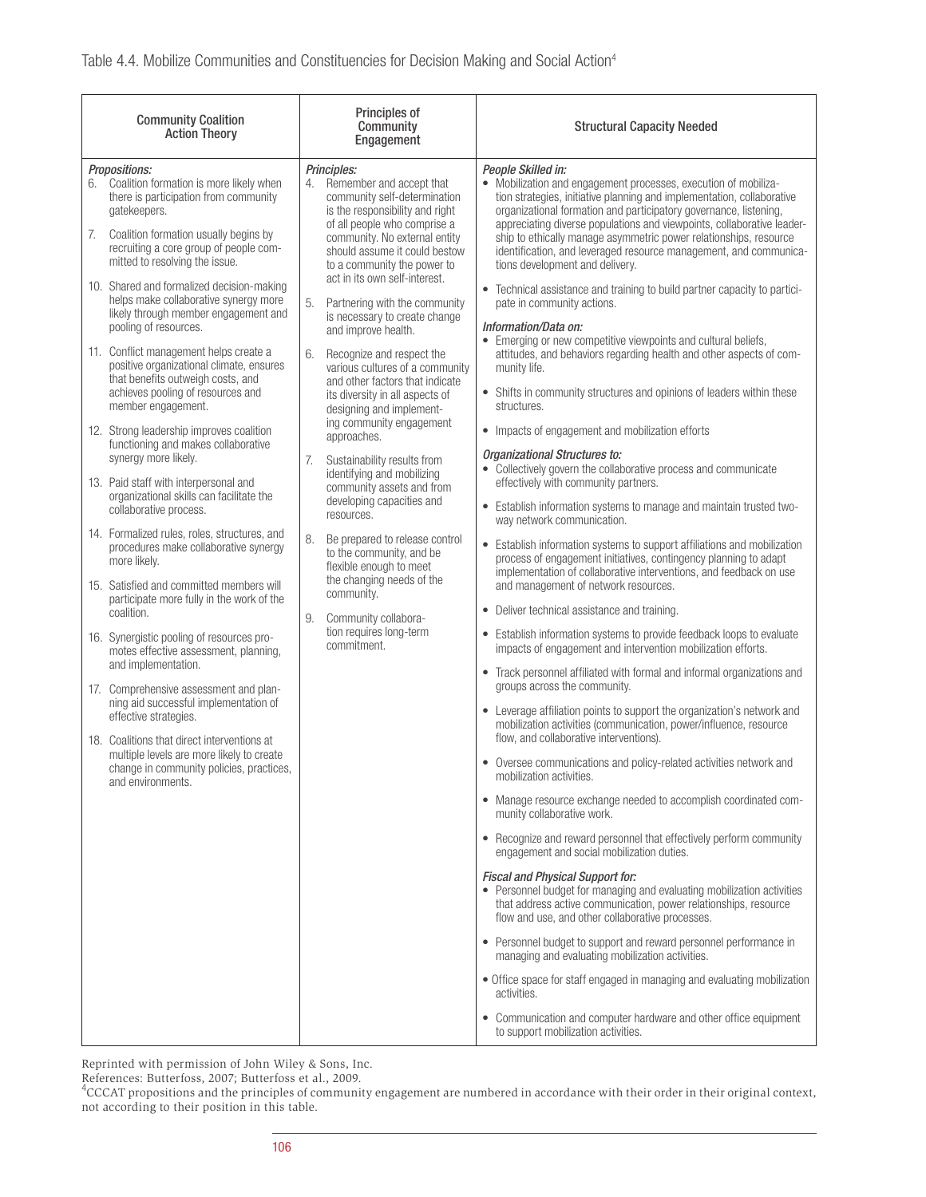Table 4.4. Mobilize Communities and Constituencies for Decision Making and Social Action[4]

| Community Coalition Action Theory | Principles of Community Engagement | Structural Capacity Needed |
|---|---|---|
| *Propositions:*<br>6. Coalition formation is more likely when there is participation from community gatekeepers.<br>7. Coalition formation usually begins by recruiting a core group of people committed to resolving the issue.<br>10. Shared and formalized decision-making helps make collaborative synergy more likely through member engagement and pooling of resources.<br>11. Conflict management helps create a positive organizational climate, ensures that benefits outweigh costs, and achieves pooling of resources and member engagement.<br>12. Strong leadership improves coalition functioning and makes collaborative synergy more likely.<br>13. Paid staff with interpersonal and organizational skills can facilitate the collaborative process.<br>14. Formalized rules, roles, structures, and procedures make collaborative synergy more likely.<br>15. Satisfied and committed members will participate more fully in the work of the coalition.<br>16. Synergistic pooling of resources promotes effective assessment, planning, and implementation.<br>17. Comprehensive assessment and planning aid successful implementation of effective strategies.<br>18. Coalitions that direct interventions at multiple levels are more likely to create change in community policies, practices, and environments. | *Principles:*<br>4. Remember and accept that community self-determination is the responsibility and right of all people who comprise a community. No external entity should assume it could bestow to a community the power to act in its own self-interest.<br>5. Partnering with the community is necessary to create change and improve health.<br>6. Recognize and respect the various cultures of a community and other factors that indicate its diversity in all aspects of designing and implementing community engagement approaches.<br>7. Sustainability results from identifying and mobilizing community assets and from developing capacities and resources.<br>8. Be prepared to release control to the community, and be flexible enough to meet the changing needs of the community.<br>9. Community collaboration requires long-term commitment. | *People Skilled in:*<br>• Mobilization and engagement processes, execution of mobilization strategies, initiative planning and implementation, collaborative organizational formation and participatory governance, listening, appreciating diverse populations and viewpoints, collaborative leadership to ethically manage asymmetric power relationships, resource identification, and leveraged resource management, and communications development and delivery.<br>• Technical assistance and training to build partner capacity to participate in community actions.<br>*Information/Data on:*<br>• Emerging or new competitive viewpoints and cultural beliefs, attitudes, and behaviors regarding health and other aspects of community life.<br>• Shifts in community structures and opinions of leaders within these structures.<br>• Impacts of engagement and mobilization efforts<br>*Organizational Structures to:*<br>• Collectively govern the collaborative process and communicate effectively with community partners.<br>• Establish information systems to manage and maintain trusted two-way network communication.<br>• Establish information systems to support affiliations and mobilization process of engagement initiatives, contingency planning to adapt implementation of collaborative interventions, and feedback on use and management of network resources.<br>• Deliver technical assistance and training.<br>• Establish information systems to provide feedback loops to evaluate impacts of engagement and intervention mobilization efforts.<br>• Track personnel affiliated with formal and informal organizations and groups across the community.<br>• Leverage affiliation points to support the organization's network and mobilization activities (communication, power/influence, resource flow, and collaborative interventions).<br>• Oversee communications and policy-related activities network and mobilization activities.<br>• Manage resource exchange needed to accomplish coordinated community collaborative work.<br>• Recognize and reward personnel that effectively perform community engagement and social mobilization duties.<br>*Fiscal and Physical Support for:*<br>• Personnel budget for managing and evaluating mobilization activities that address active communication, power relationships, resource flow and use, and other collaborative processes.<br>• Personnel budget to support and reward personnel performance in managing and evaluating mobilization activities.<br>• Office space for staff engaged in managing and evaluating mobilization activities.<br>• Communication and computer hardware and other office equipment to support mobilization activities. |

Reprinted with permission of John Wiley & Sons, Inc.
References: Butterfoss, 2007; Butterfoss et al., 2009.
[4]CCCAT propositions and the principles of community engagement are numbered in accordance with their order in their original context, not according to their position in this table.